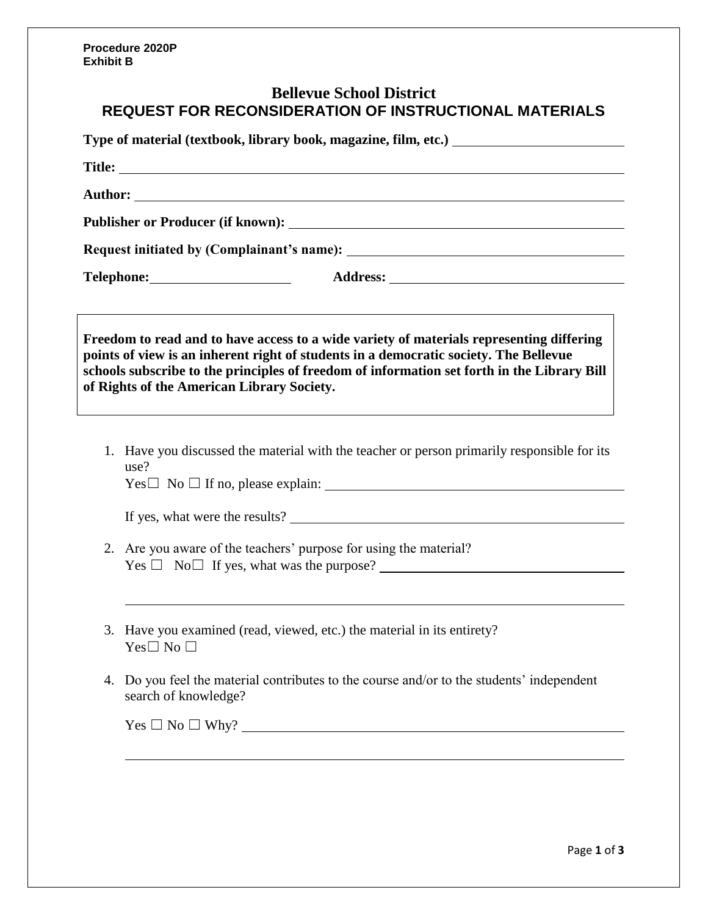**Procedure 2020P**
**Exhibit B**

# Bellevue School District

## REQUEST FOR RECONSIDERATION OF INSTRUCTIONAL MATERIALS

**Type of material (textbook, library book, magazine, film, etc.)** ____________________

**Title:** ____________________

**Author:** ____________________

**Publisher or Producer (if known):** ____________________

**Request initiated by (Complainant's name):** ____________________

**Telephone:** ____________________ **Address:** ____________________

**Freedom to read and to have access to a wide variety of materials representing differing points of view is an inherent right of students in a democratic society. The Bellevue schools subscribe to the principles of freedom of information set forth in the Library Bill of Rights of the American Library Society.**

1. Have you discussed the material with the teacher or person primarily responsible for its use?
   Yes☐ No ☐ If no, please explain: ____________________

   If yes, what were the results? ____________________

2. Are you aware of the teachers' purpose for using the material?
   Yes ☐ No☐ If yes, what was the purpose? ____________________

   ____________________

3. Have you examined (read, viewed, etc.) the material in its entirety?
   Yes☐ No ☐

4. Do you feel the material contributes to the course and/or to the students' independent search of knowledge?

   Yes ☐ No ☐ Why? ____________________

   ____________________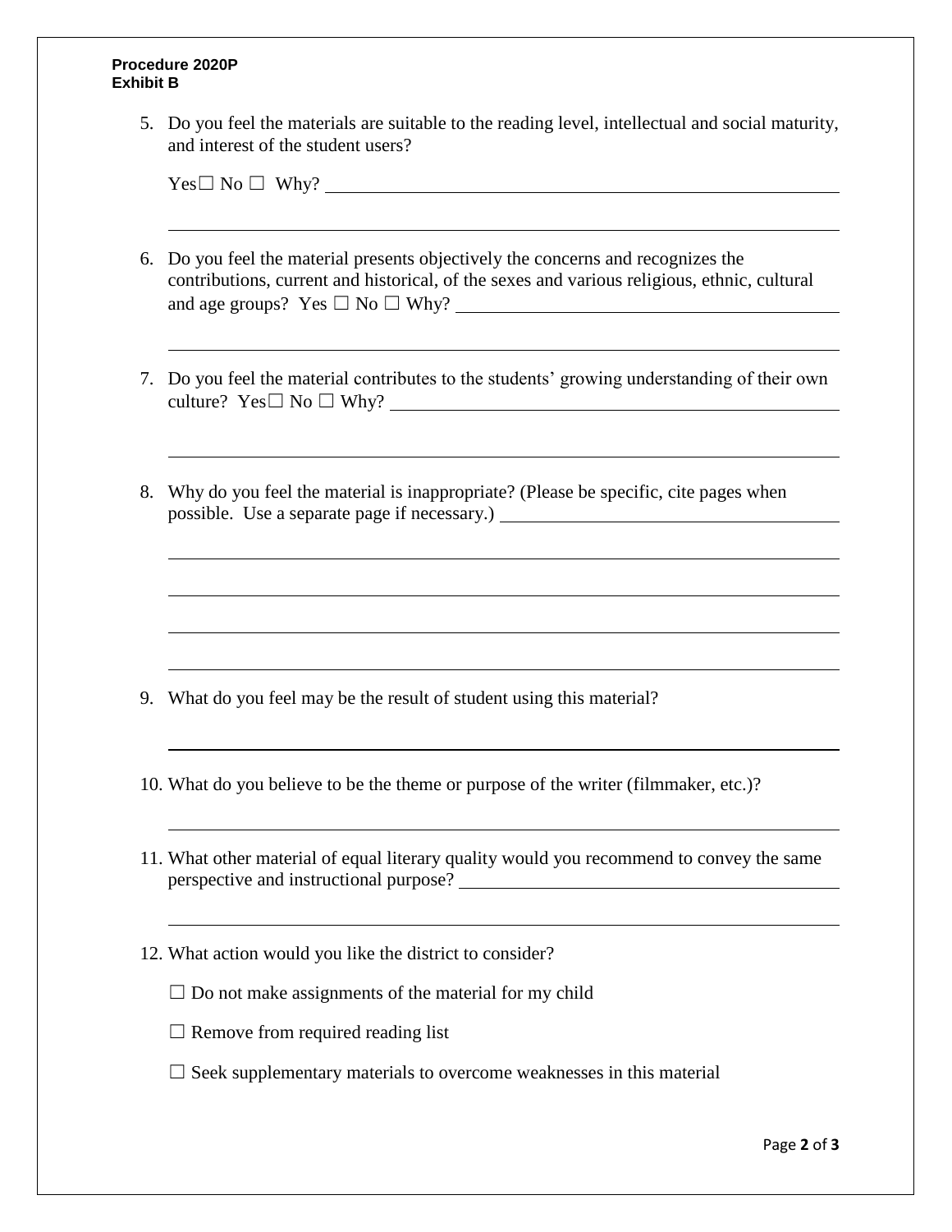**Procedure 2020P**
**Exhibit B**

5. Do you feel the materials are suitable to the reading level, intellectual and social maturity, and interest of the student users?

   Yes☐ No ☐ Why? ________________________________________________

   ________________________________________________________________

6. Do you feel the material presents objectively the concerns and recognizes the contributions, current and historical, of the sexes and various religious, ethnic, cultural and age groups? Yes ☐ No ☐ Why? ________________________________

   ________________________________________________________________

7. Do you feel the material contributes to the students' growing understanding of their own culture? Yes☐ No ☐ Why? ________________________________________

   ________________________________________________________________

8. Why do you feel the material is inappropriate? (Please be specific, cite pages when possible. Use a separate page if necessary.) ______________________________

   ________________________________________________________________

   ________________________________________________________________

   ________________________________________________________________

   ________________________________________________________________

9. What do you feel may be the result of student using this material?

   ________________________________________________________________

10. What do you believe to be the theme or purpose of the writer (filmmaker, etc.)?

    ________________________________________________________________

11. What other material of equal literary quality would you recommend to convey the same perspective and instructional purpose? __________________________________

    ________________________________________________________________

12. What action would you like the district to consider?

    ☐ Do not make assignments of the material for my child

    ☐ Remove from required reading list

    ☐ Seek supplementary materials to overcome weaknesses in this material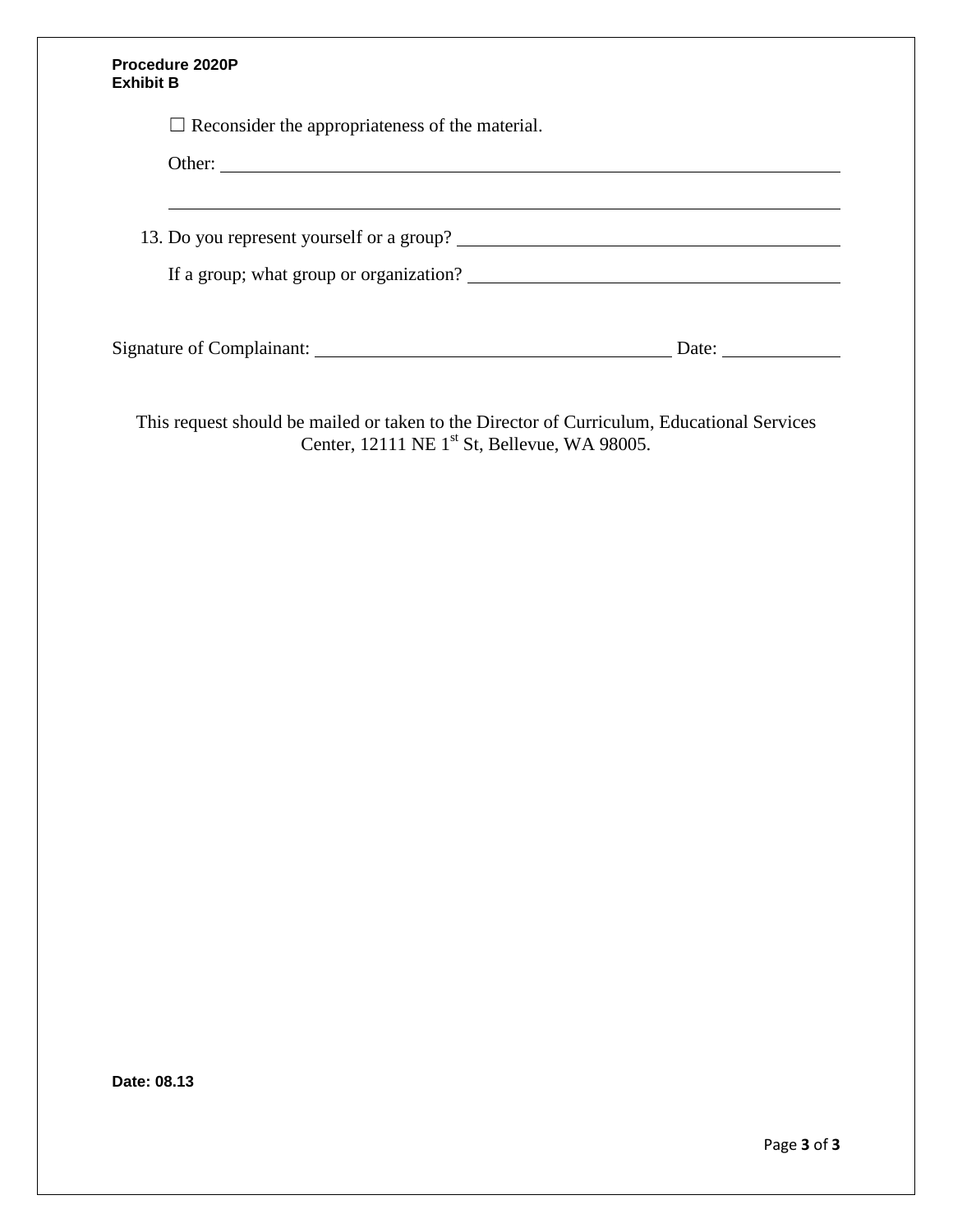**Procedure 2020P**
**Exhibit B**

☐ Reconsider the appropriateness of the material.

Other: ______________________________________________

______________________________________________

13. Do you represent yourself or a group? ______________________________

    If a group; what group or organization? ______________________________

Signature of Complainant: ______________________________ Date: __________

This request should be mailed or taken to the Director of Curriculum, Educational Services Center, 12111 NE 1st St, Bellevue, WA 98005.

**Date: 08.13**